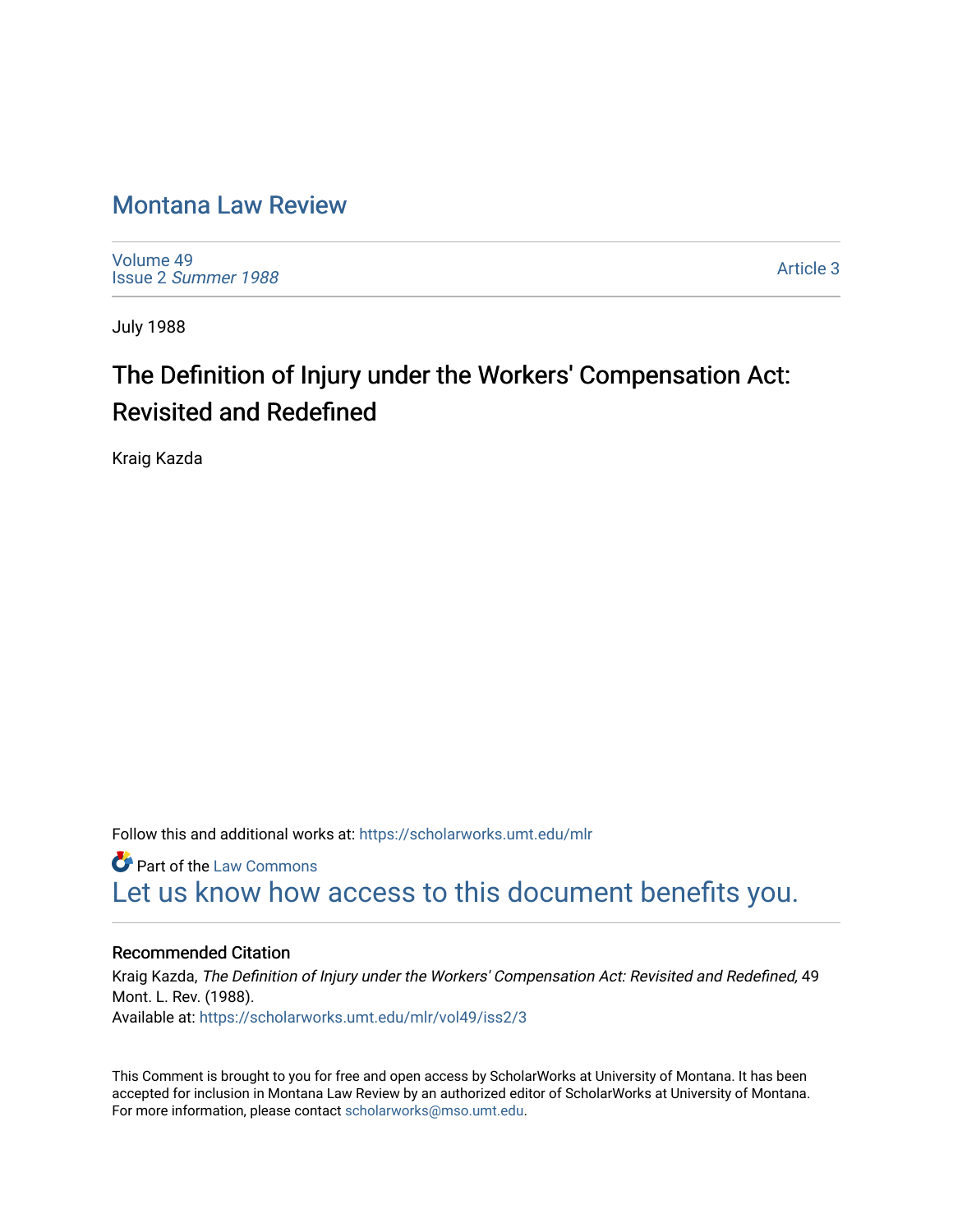# Montana Law Review

Volume 49
Issue 2 *Summer 1988*

Article 3

July 1988

## The Definition of Injury under the Workers' Compensation Act: Revisited and Redefined

Kraig Kazda

Follow this and additional works at: https://scholarworks.umt.edu/mlr

Part of the Law Commons

Let us know how access to this document benefits you.

### Recommended Citation

Kraig Kazda, *The Definition of Injury under the Workers' Compensation Act: Revisited and Redefined,* 49 Mont. L. Rev. (1988).
Available at: https://scholarworks.umt.edu/mlr/vol49/iss2/3

This Comment is brought to you for free and open access by ScholarWorks at University of Montana. It has been accepted for inclusion in Montana Law Review by an authorized editor of ScholarWorks at University of Montana. For more information, please contact scholarworks@mso.umt.edu.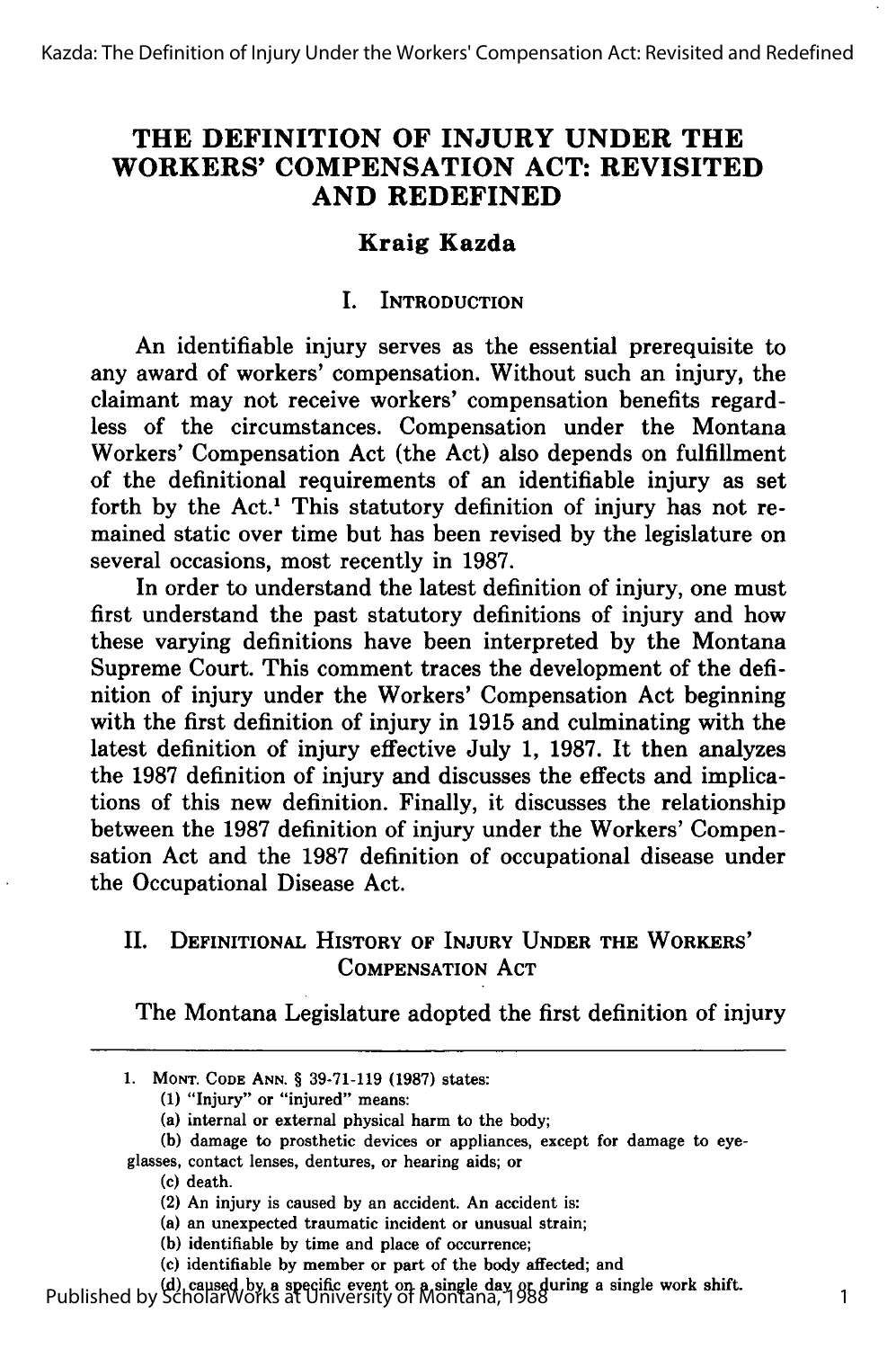# THE DEFINITION OF INJURY UNDER THE WORKERS' COMPENSATION ACT: REVISITED AND REDEFINED

**Kraig Kazda**

## I. Introduction

An identifiable injury serves as the essential prerequisite to any award of workers' compensation. Without such an injury, the claimant may not receive workers' compensation benefits regardless of the circumstances. Compensation under the Montana Workers' Compensation Act (the Act) also depends on fulfillment of the definitional requirements of an identifiable injury as set forth by the Act.[1] This statutory definition of injury has not remained static over time but has been revised by the legislature on several occasions, most recently in 1987.

In order to understand the latest definition of injury, one must first understand the past statutory definitions of injury and how these varying definitions have been interpreted by the Montana Supreme Court. This comment traces the development of the definition of injury under the Workers' Compensation Act beginning with the first definition of injury in 1915 and culminating with the latest definition of injury effective July 1, 1987. It then analyzes the 1987 definition of injury and discusses the effects and implications of this new definition. Finally, it discusses the relationship between the 1987 definition of injury under the Workers' Compensation Act and the 1987 definition of occupational disease under the Occupational Disease Act.

## II. Definitional History of Injury Under the Workers' Compensation Act

The Montana Legislature adopted the first definition of injury

---

1. Mont. Code Ann. § 39-71-119 (1987) states:
   (1) "Injury" or "injured" means:
   (a) internal or external physical harm to the body;
   (b) damage to prosthetic devices or appliances, except for damage to eyeglasses, contact lenses, dentures, or hearing aids; or
   (c) death.
   (2) An injury is caused by an accident. An accident is:
   (a) an unexpected traumatic incident or unusual strain;
   (b) identifiable by time and place of occurrence;
   (c) identifiable by member or part of the body affected; and
   (d) caused by a specific event on a single day or during a single work shift.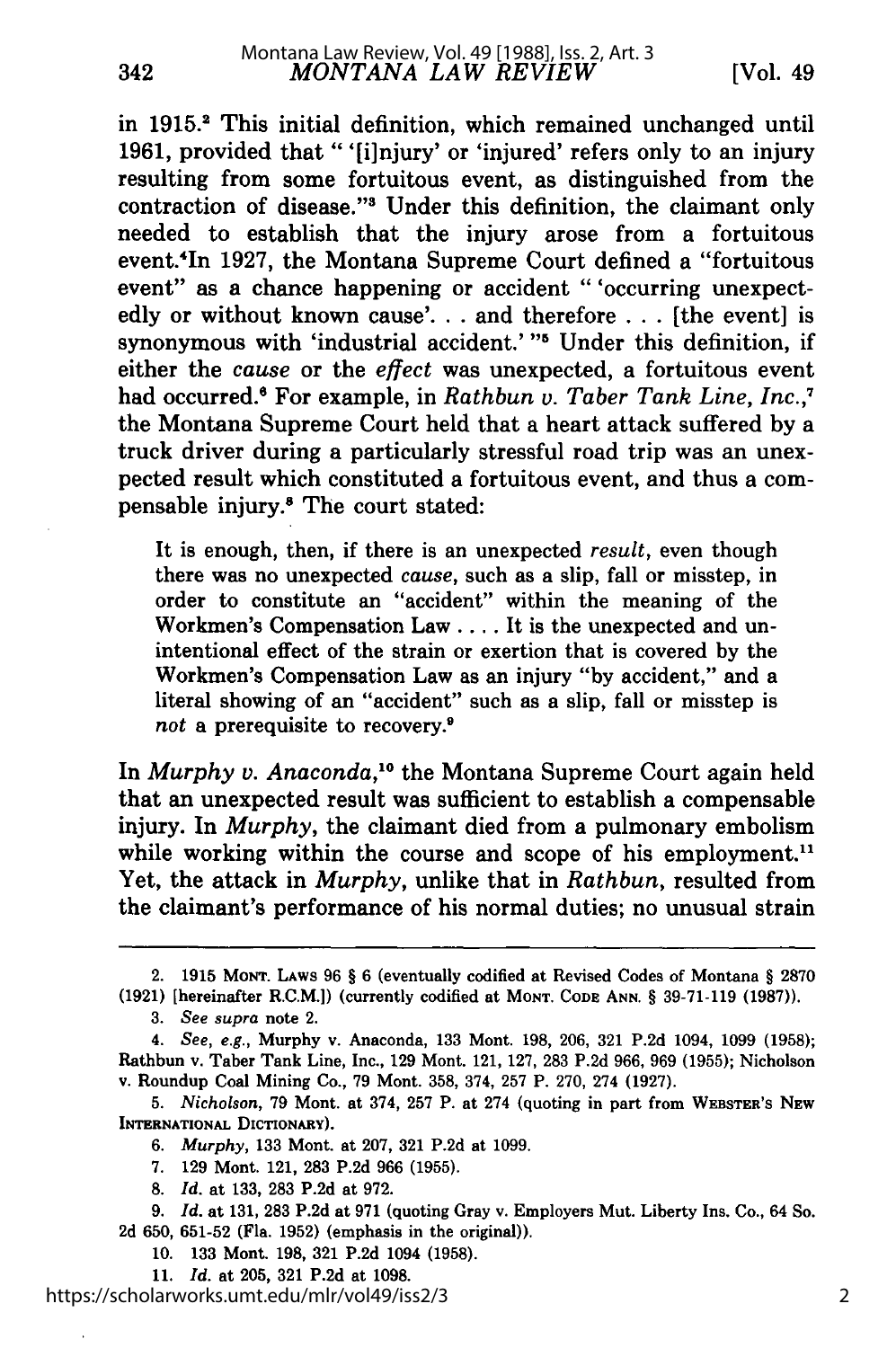in 1915.[2] This initial definition, which remained unchanged until 1961, provided that " '[i]njury' or 'injured' refers only to an injury resulting from some fortuitous event, as distinguished from the contraction of disease."[3] Under this definition, the claimant only needed to establish that the injury arose from a fortuitous event.[4] In 1927, the Montana Supreme Court defined a "fortuitous event" as a chance happening or accident " 'occurring unexpectedly or without known cause'. . . and therefore . . . [the event] is synonymous with 'industrial accident.' "[5] Under this definition, if either the *cause* or the *effect* was unexpected, a fortuitous event had occurred.[6] For example, in *Rathbun v. Taber Tank Line, Inc.*,[7] the Montana Supreme Court held that a heart attack suffered by a truck driver during a particularly stressful road trip was an unexpected result which constituted a fortuitous event, and thus a compensable injury.[8] The court stated:

> It is enough, then, if there is an unexpected *result*, even though there was no unexpected *cause*, such as a slip, fall or misstep, in order to constitute an "accident" within the meaning of the Workmen's Compensation Law . . . . It is the unexpected and unintentional effect of the strain or exertion that is covered by the Workmen's Compensation Law as an injury "by accident," and a literal showing of an "accident" such as a slip, fall or misstep is *not* a prerequisite to recovery.[9]

In *Murphy v. Anaconda*,[10] the Montana Supreme Court again held that an unexpected result was sufficient to establish a compensable injury. In *Murphy*, the claimant died from a pulmonary embolism while working within the course and scope of his employment.[11] Yet, the attack in *Murphy*, unlike that in *Rathbun*, resulted from the claimant's performance of his normal duties; no unusual strain

---

2. 1915 MONT. LAWS 96 § 6 (eventually codified at Revised Codes of Montana § 2870 (1921) [hereinafter R.C.M.]) (currently codified at MONT. CODE ANN. § 39-71-119 (1987)).

3. *See supra* note 2.

4. *See, e.g.*, Murphy v. Anaconda, 133 Mont. 198, 206, 321 P.2d 1094, 1099 (1958); Rathbun v. Taber Tank Line, Inc., 129 Mont. 121, 127, 283 P.2d 966, 969 (1955); Nicholson v. Roundup Coal Mining Co., 79 Mont. 358, 374, 257 P. 270, 274 (1927).

5. *Nicholson*, 79 Mont. at 374, 257 P. at 274 (quoting in part from WEBSTER'S NEW INTERNATIONAL DICTIONARY).

6. *Murphy*, 133 Mont. at 207, 321 P.2d at 1099.

7. 129 Mont. 121, 283 P.2d 966 (1955).

8. *Id.* at 133, 283 P.2d at 972.

9. *Id.* at 131, 283 P.2d at 971 (quoting Gray v. Employers Mut. Liberty Ins. Co., 64 So. 2d 650, 651-52 (Fla. 1952) (emphasis in the original)).

10. 133 Mont. 198, 321 P.2d 1094 (1958).

11. *Id.* at 205, 321 P.2d at 1098.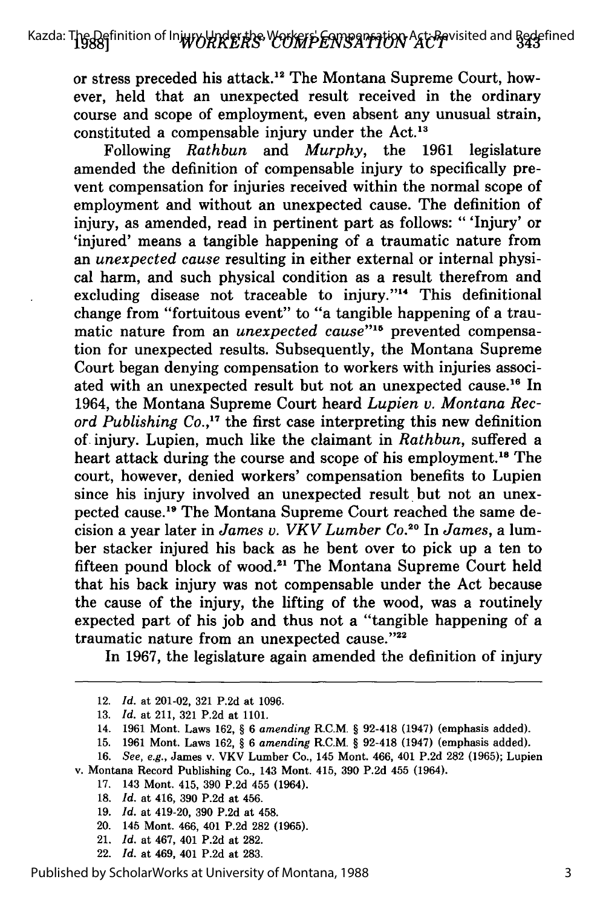or stress preceded his attack.[12] The Montana Supreme Court, however, held that an unexpected result received in the ordinary course and scope of employment, even absent any unusual strain, constituted a compensable injury under the Act.[13]

Following *Rathbun* and *Murphy*, the 1961 legislature amended the definition of compensable injury to specifically prevent compensation for injuries received within the normal scope of employment and without an unexpected cause. The definition of injury, as amended, read in pertinent part as follows: " 'Injury' or 'injured' means a tangible happening of a traumatic nature from an *unexpected cause* resulting in either external or internal physical harm, and such physical condition as a result therefrom and excluding disease not traceable to injury."[14] This definitional change from "fortuitous event" to "a tangible happening of a traumatic nature from an *unexpected cause*"[15] prevented compensation for unexpected results. Subsequently, the Montana Supreme Court began denying compensation to workers with injuries associated with an unexpected result but not an unexpected cause.[16] In 1964, the Montana Supreme Court heard *Lupien v. Montana Record Publishing Co.*,[17] the first case interpreting this new definition of injury. Lupien, much like the claimant in *Rathbun*, suffered a heart attack during the course and scope of his employment.[18] The court, however, denied workers' compensation benefits to Lupien since his injury involved an unexpected result but not an unexpected cause.[19] The Montana Supreme Court reached the same decision a year later in *James v. VKV Lumber Co.*[20] In *James*, a lumber stacker injured his back as he bent over to pick up a ten to fifteen pound block of wood.[21] The Montana Supreme Court held that his back injury was not compensable under the Act because the cause of the injury, the lifting of the wood, was a routinely expected part of his job and thus not a "tangible happening of a traumatic nature from an unexpected cause."[22]

In 1967, the legislature again amended the definition of injury

---

12. *Id.* at 201-02, 321 P.2d at 1096.
13. *Id.* at 211, 321 P.2d at 1101.
14. 1961 Mont. Laws 162, § 6 *amending* R.C.M. § 92-418 (1947) (emphasis added).
15. 1961 Mont. Laws 162, § 6 *amending* R.C.M. § 92-418 (1947) (emphasis added).
16. *See, e.g.*, James v. VKV Lumber Co., 145 Mont. 466, 401 P.2d 282 (1965); Lupien v. Montana Record Publishing Co., 143 Mont. 415, 390 P.2d 455 (1964).
17. 143 Mont. 415, 390 P.2d 455 (1964).
18. *Id.* at 416, 390 P.2d at 456.
19. *Id.* at 419-20, 390 P.2d at 458.
20. 145 Mont. 466, 401 P.2d 282 (1965).
21. *Id.* at 467, 401 P.2d at 282.
22. *Id.* at 469, 401 P.2d at 283.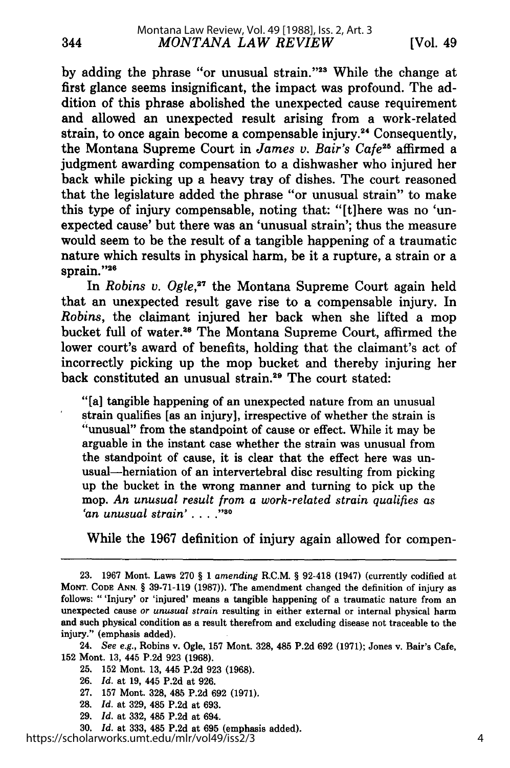by adding the phrase "or unusual strain."[23] While the change at first glance seems insignificant, the impact was profound. The addition of this phrase abolished the unexpected cause requirement and allowed an unexpected result arising from a work-related strain, to once again become a compensable injury.[24] Consequently, the Montana Supreme Court in *James v. Bair's Cafe*[25] affirmed a judgment awarding compensation to a dishwasher who injured her back while picking up a heavy tray of dishes. The court reasoned that the legislature added the phrase "or unusual strain" to make this type of injury compensable, noting that: "[t]here was no 'unexpected cause' but there was an 'unusual strain'; thus the measure would seem to be the result of a tangible happening of a traumatic nature which results in physical harm, be it a rupture, a strain or a sprain."[26]

In *Robins v. Ogle*,[27] the Montana Supreme Court again held that an unexpected result gave rise to a compensable injury. In *Robins*, the claimant injured her back when she lifted a mop bucket full of water.[28] The Montana Supreme Court, affirmed the lower court's award of benefits, holding that the claimant's act of incorrectly picking up the mop bucket and thereby injuring her back constituted an unusual strain.[29] The court stated:

> "[a] tangible happening of an unexpected nature from an unusual strain qualifies [as an injury], irrespective of whether the strain is "unusual" from the standpoint of cause or effect. While it may be arguable in the instant case whether the strain was unusual from the standpoint of cause, it is clear that the effect here was unusual—herniation of an intervertebral disc resulting from picking up the bucket in the wrong manner and turning to pick up the mop. *An unusual result from a work-related strain qualifies as 'an unusual strain'* . . . ."[30]

While the 1967 definition of injury again allowed for compen-

---

23. 1967 Mont. Laws 270 § 1 *amending* R.C.M. § 92-418 (1947) (currently codified at MONT. CODE ANN. § 39-71-119 (1987)). The amendment changed the definition of injury as follows: " 'Injury' or 'injured' means a tangible happening of a traumatic nature from an unexpected cause *or unusual strain* resulting in either external or internal physical harm and such physical condition as a result therefrom and excluding disease not traceable to the injury." (emphasis added).

24. *See e.g.*, Robins v. Ogle, 157 Mont. 328, 485 P.2d 692 (1971); Jones v. Bair's Cafe, 152 Mont. 13, 445 P.2d 923 (1968).

25. 152 Mont. 13, 445 P.2d 923 (1968).

26. *Id.* at 19, 445 P.2d at 926.

27. 157 Mont. 328, 485 P.2d 692 (1971).

28. *Id.* at 329, 485 P.2d at 693.

29. *Id.* at 332, 485 P.2d at 694.

30. *Id.* at 333, 485 P.2d at 695 (emphasis added).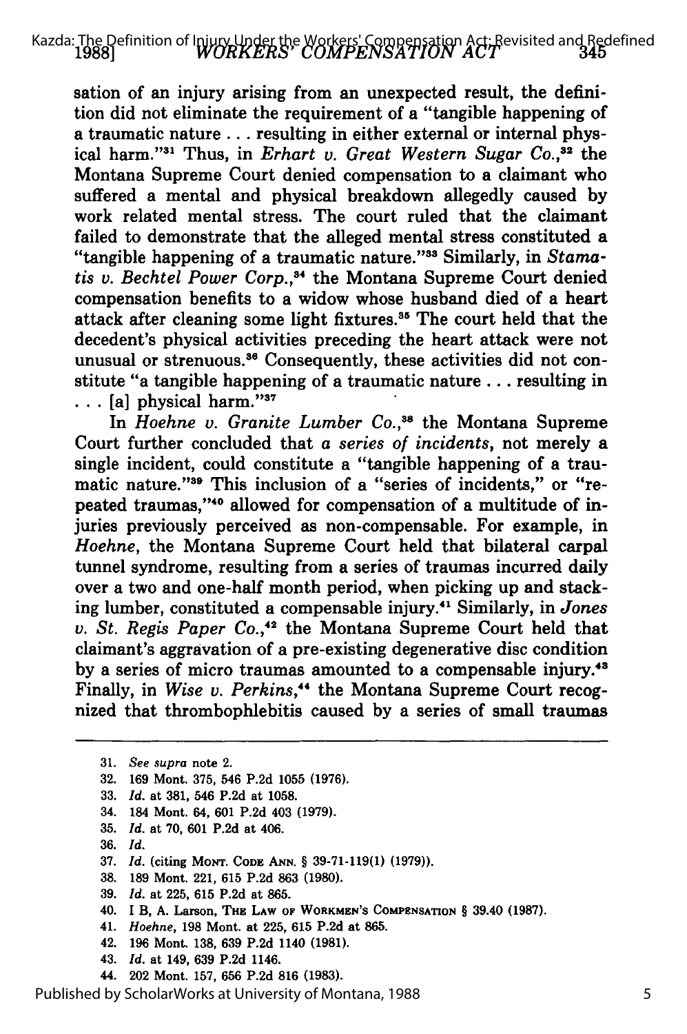sation of an injury arising from an unexpected result, the definition did not eliminate the requirement of a "tangible happening of a traumatic nature . . . resulting in either external or internal physical harm."[31] Thus, in *Erhart v. Great Western Sugar Co.*,[32] the Montana Supreme Court denied compensation to a claimant who suffered a mental and physical breakdown allegedly caused by work related mental stress. The court ruled that the claimant failed to demonstrate that the alleged mental stress constituted a "tangible happening of a traumatic nature."[33] Similarly, in *Stamatis v. Bechtel Power Corp.*,[34] the Montana Supreme Court denied compensation benefits to a widow whose husband died of a heart attack after cleaning some light fixtures.[35] The court held that the decedent's physical activities preceding the heart attack were not unusual or strenuous.[36] Consequently, these activities did not constitute "a tangible happening of a traumatic nature . . . resulting in . . . [a] physical harm."[37]

In *Hoehne v. Granite Lumber Co.*,[38] the Montana Supreme Court further concluded that *a series of incidents*, not merely a single incident, could constitute a "tangible happening of a traumatic nature."[39] This inclusion of a "series of incidents," or "repeated traumas,"[40] allowed for compensation of a multitude of injuries previously perceived as non-compensable. For example, in *Hoehne*, the Montana Supreme Court held that bilateral carpal tunnel syndrome, resulting from a series of traumas incurred daily over a two and one-half month period, when picking up and stacking lumber, constituted a compensable injury.[41] Similarly, in *Jones v. St. Regis Paper Co.*,[42] the Montana Supreme Court held that claimant's aggravation of a pre-existing degenerative disc condition by a series of micro traumas amounted to a compensable injury.[43] Finally, in *Wise v. Perkins*,[44] the Montana Supreme Court recognized that thrombophlebitis caused by a series of small traumas

---

31. *See supra* note 2.
32. 169 Mont. 375, 546 P.2d 1055 (1976).
33. *Id.* at 381, 546 P.2d at 1058.
34. 184 Mont. 64, 601 P.2d 403 (1979).
35. *Id.* at 70, 601 P.2d at 406.
36. *Id.*
37. *Id.* (citing MONT. CODE ANN. § 39-71-119(1) (1979)).
38. 189 Mont. 221, 615 P.2d 863 (1980).
39. *Id.* at 225, 615 P.2d at 865.
40. I B, A. Larson, THE LAW OF WORKMEN'S COMPENSATION § 39.40 (1987).
41. *Hoehne*, 198 Mont. at 225, 615 P.2d at 865.
42. 196 Mont. 138, 639 P.2d 1140 (1981).
43. *Id.* at 149, 639 P.2d 1146.
44. 202 Mont. 157, 656 P.2d 816 (1983).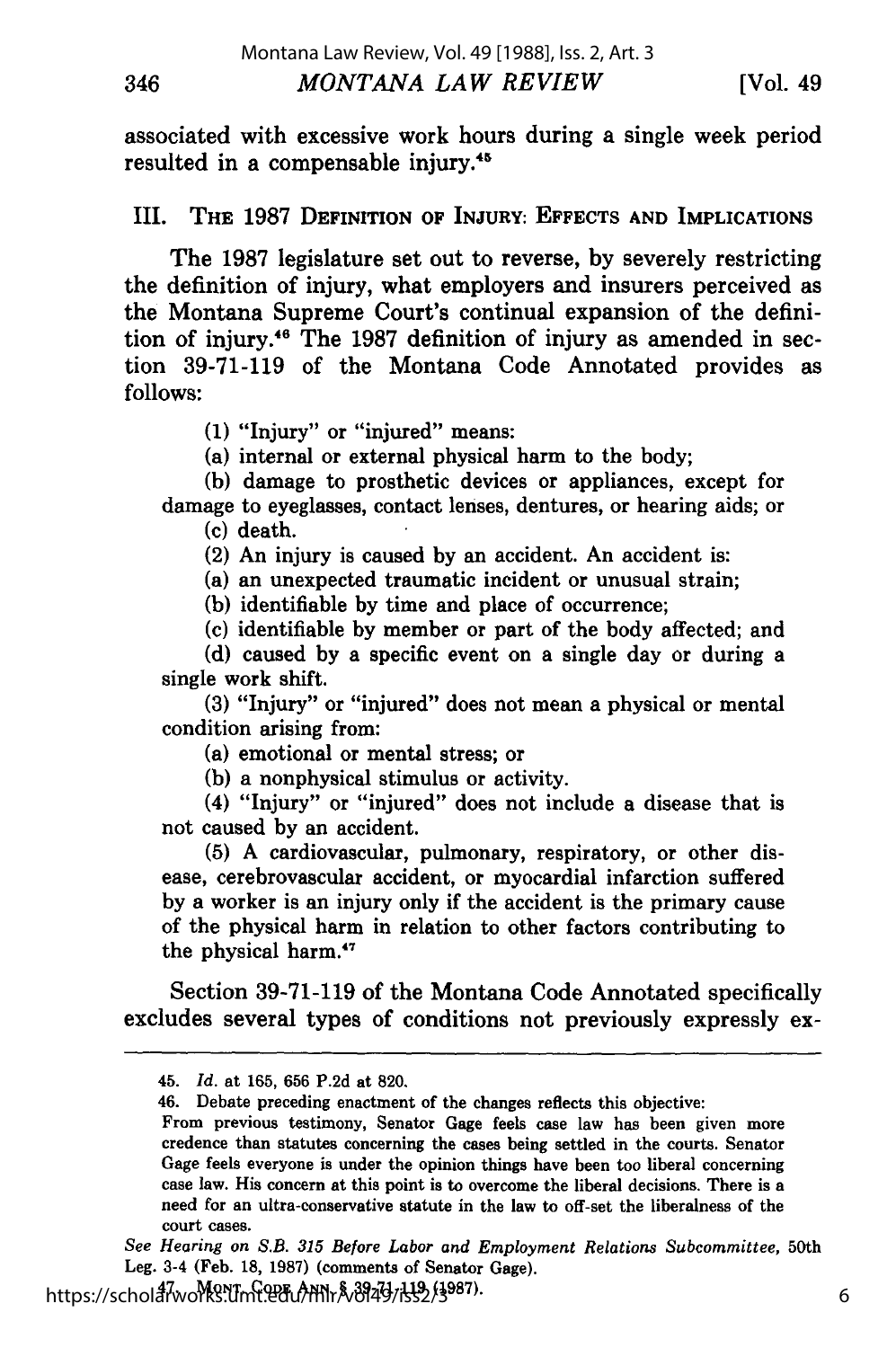associated with excessive work hours during a single week period resulted in a compensable injury.[45]

## III. The 1987 Definition of Injury: Effects and Implications

The 1987 legislature set out to reverse, by severely restricting the definition of injury, what employers and insurers perceived as the Montana Supreme Court's continual expansion of the definition of injury.[46] The 1987 definition of injury as amended in section 39-71-119 of the Montana Code Annotated provides as follows:

> (1) "Injury" or "injured" means:
>
> (a) internal or external physical harm to the body;
>
> (b) damage to prosthetic devices or appliances, except for damage to eyeglasses, contact lenses, dentures, or hearing aids; or
>
> (c) death.
>
> (2) An injury is caused by an accident. An accident is:
>
> (a) an unexpected traumatic incident or unusual strain;
>
> (b) identifiable by time and place of occurrence;
>
> (c) identifiable by member or part of the body affected; and
>
> (d) caused by a specific event on a single day or during a single work shift.
>
> (3) "Injury" or "injured" does not mean a physical or mental condition arising from:
>
> (a) emotional or mental stress; or
>
> (b) a nonphysical stimulus or activity.
>
> (4) "Injury" or "injured" does not include a disease that is not caused by an accident.
>
> (5) A cardiovascular, pulmonary, respiratory, or other disease, cerebrovascular accident, or myocardial infarction suffered by a worker is an injury only if the accident is the primary cause of the physical harm in relation to other factors contributing to the physical harm.[47]

Section 39-71-119 of the Montana Code Annotated specifically excludes several types of conditions not previously expressly ex-

---

45. *Id.* at 165, 656 P.2d at 820.

46. Debate preceding enactment of the changes reflects this objective:

From previous testimony, Senator Gage feels case law has been given more credence than statutes concerning the cases being settled in the courts. Senator Gage feels everyone is under the opinion things have been too liberal concerning case law. His concern at this point is to overcome the liberal decisions. There is a need for an ultra-conservative statute in the law to off-set the liberalness of the court cases.

*See Hearing on S.B. 315 Before Labor and Employment Relations Subcommittee*, 50th Leg. 3-4 (Feb. 18, 1987) (comments of Senator Gage).

47. MONT. CODE ANN. § 39-71-119 (1987).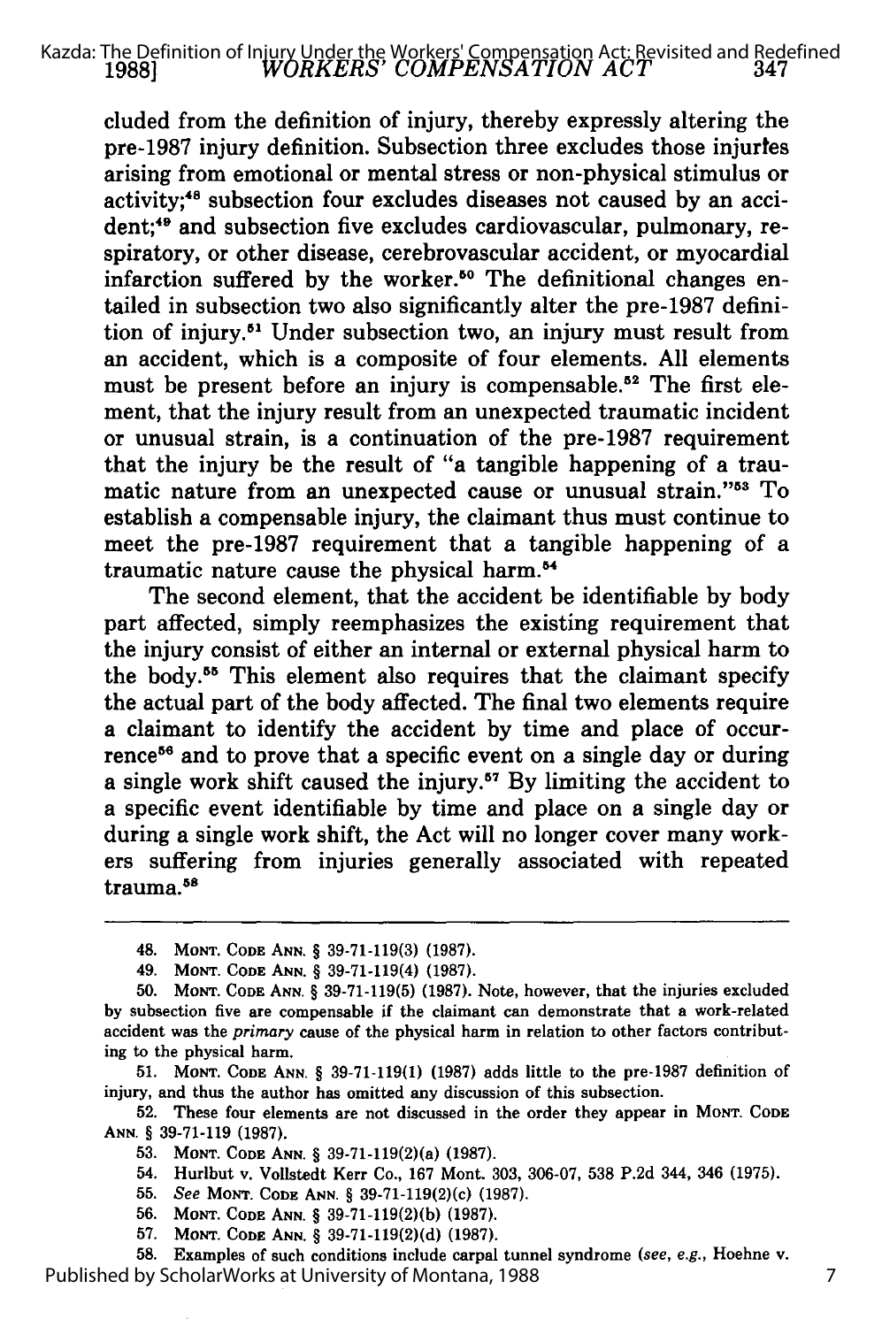cluded from the definition of injury, thereby expressly altering the pre-1987 injury definition. Subsection three excludes those injuries arising from emotional or mental stress or non-physical stimulus or activity;[48] subsection four excludes diseases not caused by an accident;[49] and subsection five excludes cardiovascular, pulmonary, respiratory, or other disease, cerebrovascular accident, or myocardial infarction suffered by the worker.[50] The definitional changes entailed in subsection two also significantly alter the pre-1987 definition of injury.[51] Under subsection two, an injury must result from an accident, which is a composite of four elements. All elements must be present before an injury is compensable.[52] The first element, that the injury result from an unexpected traumatic incident or unusual strain, is a continuation of the pre-1987 requirement that the injury be the result of "a tangible happening of a traumatic nature from an unexpected cause or unusual strain."[53] To establish a compensable injury, the claimant thus must continue to meet the pre-1987 requirement that a tangible happening of a traumatic nature cause the physical harm.[54]

The second element, that the accident be identifiable by body part affected, simply reemphasizes the existing requirement that the injury consist of either an internal or external physical harm to the body.[55] This element also requires that the claimant specify the actual part of the body affected. The final two elements require a claimant to identify the accident by time and place of occurrence[56] and to prove that a specific event on a single day or during a single work shift caused the injury.[57] By limiting the accident to a specific event identifiable by time and place on a single day or during a single work shift, the Act will no longer cover many workers suffering from injuries generally associated with repeated trauma.[58]

---

48. MONT. CODE ANN. § 39-71-119(3) (1987).

49. MONT. CODE ANN. § 39-71-119(4) (1987).

50. MONT. CODE ANN. § 39-71-119(5) (1987). Note, however, that the injuries excluded by subsection five are compensable if the claimant can demonstrate that a work-related accident was the *primary* cause of the physical harm in relation to other factors contributing to the physical harm.

51. MONT. CODE ANN. § 39-71-119(1) (1987) adds little to the pre-1987 definition of injury, and thus the author has omitted any discussion of this subsection.

52. These four elements are not discussed in the order they appear in MONT. CODE ANN. § 39-71-119 (1987).

53. MONT. CODE ANN. § 39-71-119(2)(a) (1987).

54. Hurlbut v. Vollstedt Kerr Co., 167 Mont. 303, 306-07, 538 P.2d 344, 346 (1975).

55. *See* MONT. CODE ANN. § 39-71-119(2)(c) (1987).

56. MONT. CODE ANN. § 39-71-119(2)(b) (1987).

57. MONT. CODE ANN. § 39-71-119(2)(d) (1987).

58. Examples of such conditions include carpal tunnel syndrome (*see, e.g.*, Hoehne v.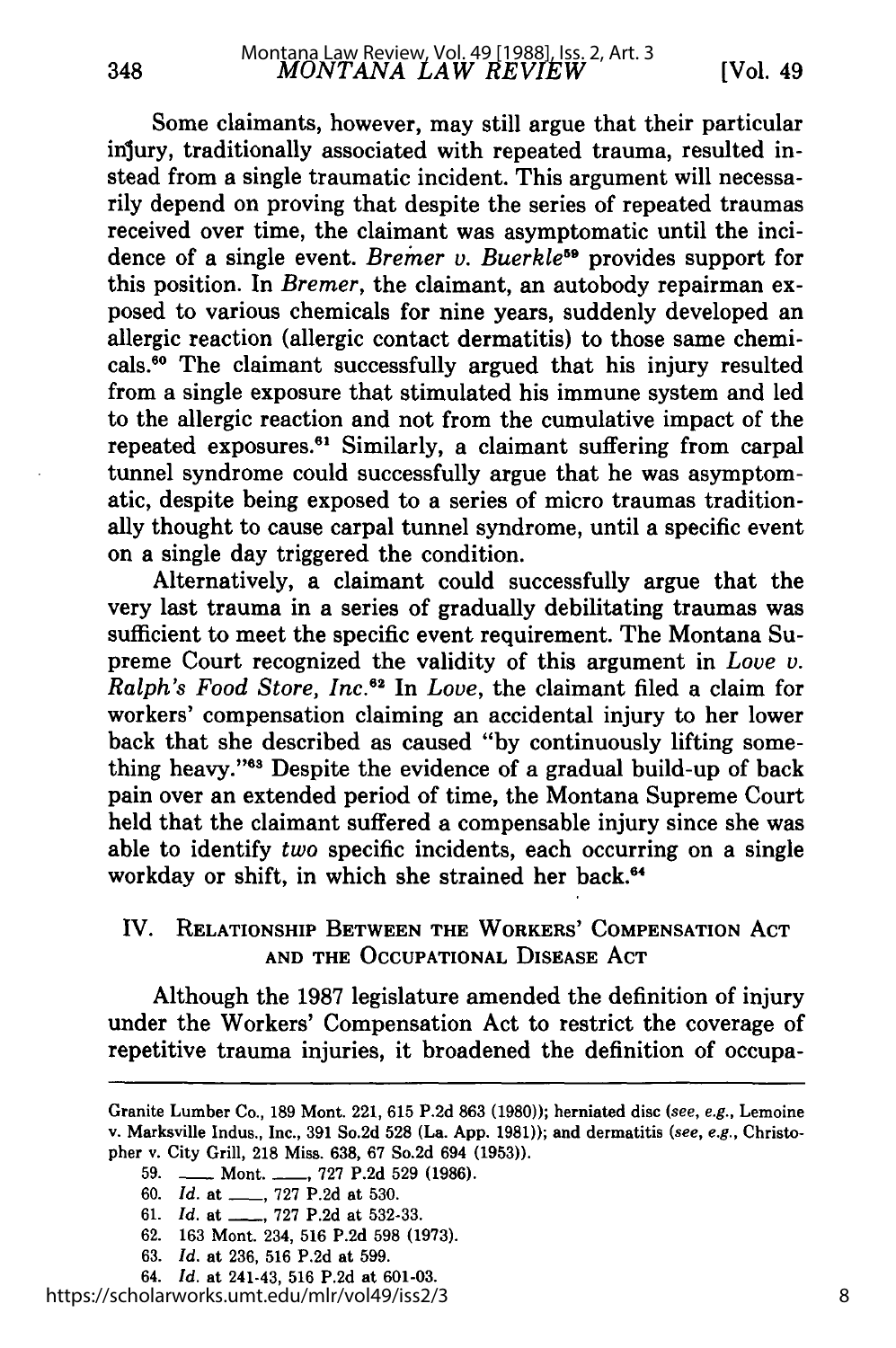Some claimants, however, may still argue that their particular injury, traditionally associated with repeated trauma, resulted instead from a single traumatic incident. This argument will necessarily depend on proving that despite the series of repeated traumas received over time, the claimant was asymptomatic until the incidence of a single event. *Bremer v. Buerkle*[59] provides support for this position. In *Bremer*, the claimant, an autobody repairman exposed to various chemicals for nine years, suddenly developed an allergic reaction (allergic contact dermatitis) to those same chemicals.[60] The claimant successfully argued that his injury resulted from a single exposure that stimulated his immune system and led to the allergic reaction and not from the cumulative impact of the repeated exposures.[61] Similarly, a claimant suffering from carpal tunnel syndrome could successfully argue that he was asymptomatic, despite being exposed to a series of micro traumas traditionally thought to cause carpal tunnel syndrome, until a specific event on a single day triggered the condition.

Alternatively, a claimant could successfully argue that the very last trauma in a series of gradually debilitating traumas was sufficient to meet the specific event requirement. The Montana Supreme Court recognized the validity of this argument in *Love v. Ralph's Food Store, Inc.*[62] In *Love*, the claimant filed a claim for workers' compensation claiming an accidental injury to her lower back that she described as caused "by continuously lifting something heavy."[63] Despite the evidence of a gradual build-up of back pain over an extended period of time, the Montana Supreme Court held that the claimant suffered a compensable injury since she was able to identify *two* specific incidents, each occurring on a single workday or shift, in which she strained her back.[64]

## IV. Relationship Between the Workers' Compensation Act and the Occupational Disease Act

Although the 1987 legislature amended the definition of injury under the Workers' Compensation Act to restrict the coverage of repetitive trauma injuries, it broadened the definition of occupa-

---

Granite Lumber Co., 189 Mont. 221, 615 P.2d 863 (1980)); herniated disc (*see, e.g.*, Lemoine v. Marksville Indus., Inc., 391 So.2d 528 (La. App. 1981)); and dermatitis (*see, e.g.*, Christopher v. City Grill, 218 Miss. 638, 67 So.2d 694 (1953)).

59. \_\_\_ Mont. \_\_\_, 727 P.2d 529 (1986).

60. *Id.* at \_\_\_, 727 P.2d at 530.

61. *Id.* at \_\_\_, 727 P.2d at 532-33.

62. 163 Mont. 234, 516 P.2d 598 (1973).

63. *Id.* at 236, 516 P.2d at 599.

64. *Id.* at 241-43, 516 P.2d at 601-03.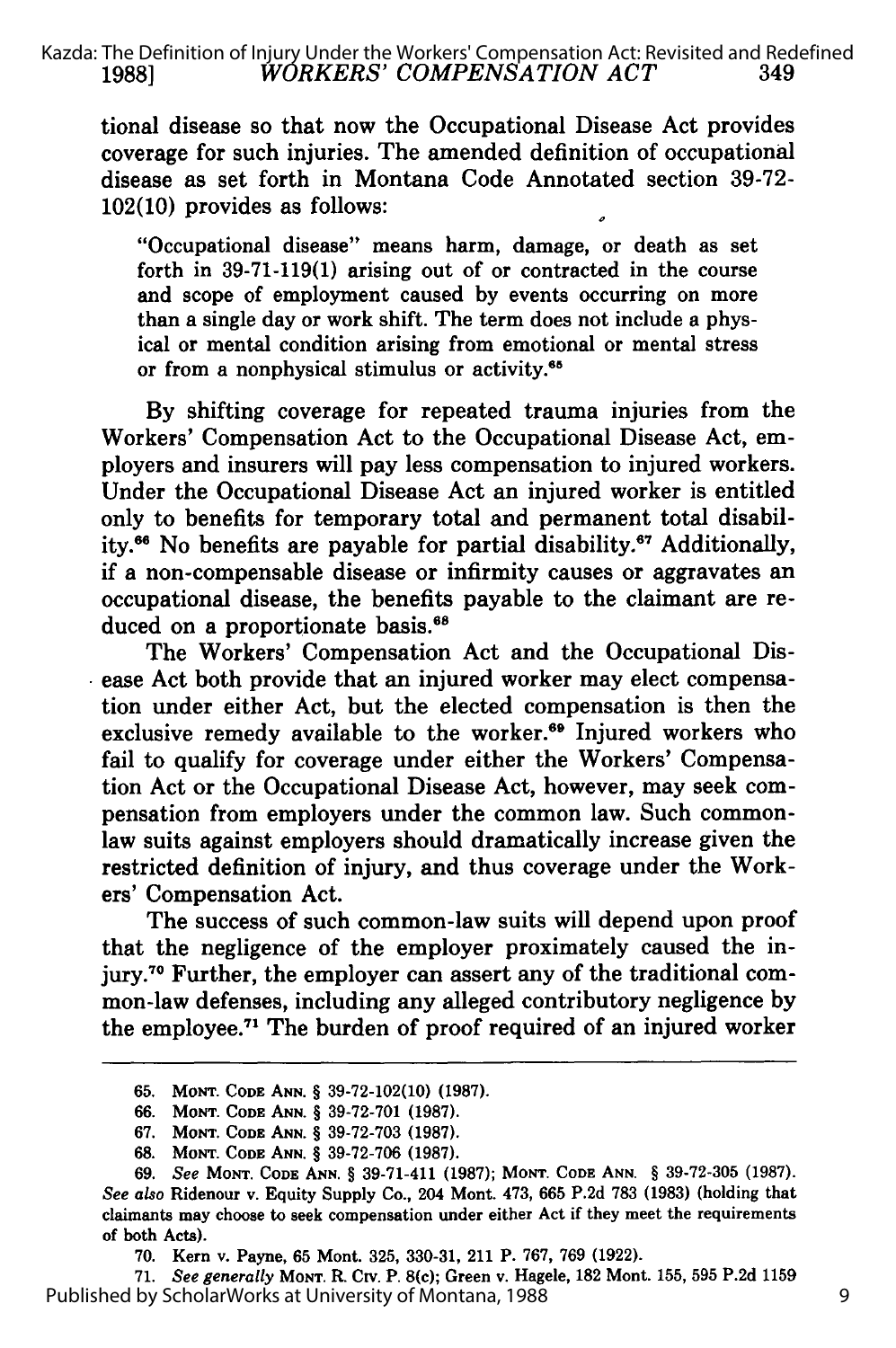tional disease so that now the Occupational Disease Act provides coverage for such injuries. The amended definition of occupational disease as set forth in Montana Code Annotated section 39-72-102(10) provides as follows:

> "Occupational disease" means harm, damage, or death as set forth in 39-71-119(1) arising out of or contracted in the course and scope of employment caused by events occurring on more than a single day or work shift. The term does not include a physical or mental condition arising from emotional or mental stress or from a nonphysical stimulus or activity.[65]

By shifting coverage for repeated trauma injuries from the Workers' Compensation Act to the Occupational Disease Act, employers and insurers will pay less compensation to injured workers. Under the Occupational Disease Act an injured worker is entitled only to benefits for temporary total and permanent total disability.[66] No benefits are payable for partial disability.[67] Additionally, if a non-compensable disease or infirmity causes or aggravates an occupational disease, the benefits payable to the claimant are reduced on a proportionate basis.[68]

The Workers' Compensation Act and the Occupational Disease Act both provide that an injured worker may elect compensation under either Act, but the elected compensation is then the exclusive remedy available to the worker.[69] Injured workers who fail to qualify for coverage under either the Workers' Compensation Act or the Occupational Disease Act, however, may seek compensation from employers under the common law. Such common-law suits against employers should dramatically increase given the restricted definition of injury, and thus coverage under the Workers' Compensation Act.

The success of such common-law suits will depend upon proof that the negligence of the employer proximately caused the injury.[70] Further, the employer can assert any of the traditional common-law defenses, including any alleged contributory negligence by the employee.[71] The burden of proof required of an injured worker

---

65. MONT. CODE ANN. § 39-72-102(10) (1987).
66. MONT. CODE ANN. § 39-72-701 (1987).
67. MONT. CODE ANN. § 39-72-703 (1987).
68. MONT. CODE ANN. § 39-72-706 (1987).
69. *See* MONT. CODE ANN. § 39-71-411 (1987); MONT. CODE ANN. § 39-72-305 (1987). *See also* Ridenour v. Equity Supply Co., 204 Mont. 473, 665 P.2d 783 (1983) (holding that claimants may choose to seek compensation under either Act if they meet the requirements of both Acts).
70. Kern v. Payne, 65 Mont. 325, 330-31, 211 P. 767, 769 (1922).
71. *See generally* MONT. R. CIV. P. 8(c); Green v. Hagele, 182 Mont. 155, 595 P.2d 1159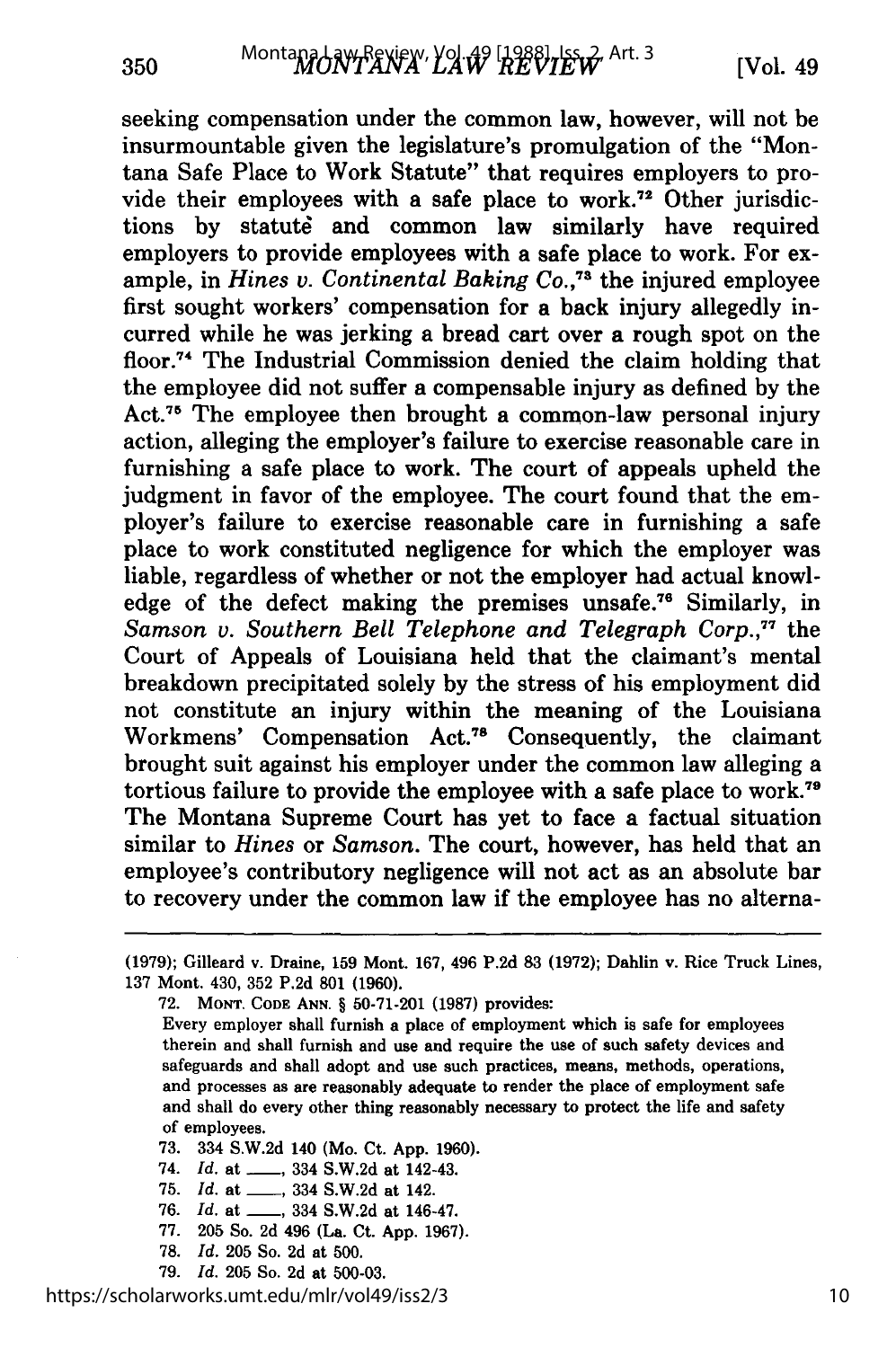seeking compensation under the common law, however, will not be insurmountable given the legislature's promulgation of the "Montana Safe Place to Work Statute" that requires employers to provide their employees with a safe place to work.[72] Other jurisdictions by statute and common law similarly have required employers to provide employees with a safe place to work. For example, in *Hines v. Continental Baking Co.*,[73] the injured employee first sought workers' compensation for a back injury allegedly incurred while he was jerking a bread cart over a rough spot on the floor.[74] The Industrial Commission denied the claim holding that the employee did not suffer a compensable injury as defined by the Act.[75] The employee then brought a common-law personal injury action, alleging the employer's failure to exercise reasonable care in furnishing a safe place to work. The court of appeals upheld the judgment in favor of the employee. The court found that the employer's failure to exercise reasonable care in furnishing a safe place to work constituted negligence for which the employer was liable, regardless of whether or not the employer had actual knowledge of the defect making the premises unsafe.[76] Similarly, in *Samson v. Southern Bell Telephone and Telegraph Corp.*,[77] the Court of Appeals of Louisiana held that the claimant's mental breakdown precipitated solely by the stress of his employment did not constitute an injury within the meaning of the Louisiana Workmens' Compensation Act.[78] Consequently, the claimant brought suit against his employer under the common law alleging a tortious failure to provide the employee with a safe place to work.[79] The Montana Supreme Court has yet to face a factual situation similar to *Hines* or *Samson*. The court, however, has held that an employee's contributory negligence will not act as an absolute bar to recovery under the common law if the employee has no alterna-

---

(1979); Gilleard v. Draine, 159 Mont. 167, 496 P.2d 83 (1972); Dahlin v. Rice Truck Lines, 137 Mont. 430, 352 P.2d 801 (1960).

72. MONT. CODE ANN. § 50-71-201 (1987) provides:

Every employer shall furnish a place of employment which is safe for employees therein and shall furnish and use and require the use of such safety devices and safeguards and shall adopt and use such practices, means, methods, operations, and processes as are reasonably adequate to render the place of employment safe and shall do every other thing reasonably necessary to protect the life and safety of employees.

73. 334 S.W.2d 140 (Mo. Ct. App. 1960).

74. *Id.* at \_\_\_, 334 S.W.2d at 142-43.

75. *Id.* at \_\_\_, 334 S.W.2d at 142.

76. *Id.* at \_\_\_, 334 S.W.2d at 146-47.

77. 205 So. 2d 496 (La. Ct. App. 1967).

78. *Id.* 205 So. 2d at 500.

79. *Id.* 205 So. 2d at 500-03.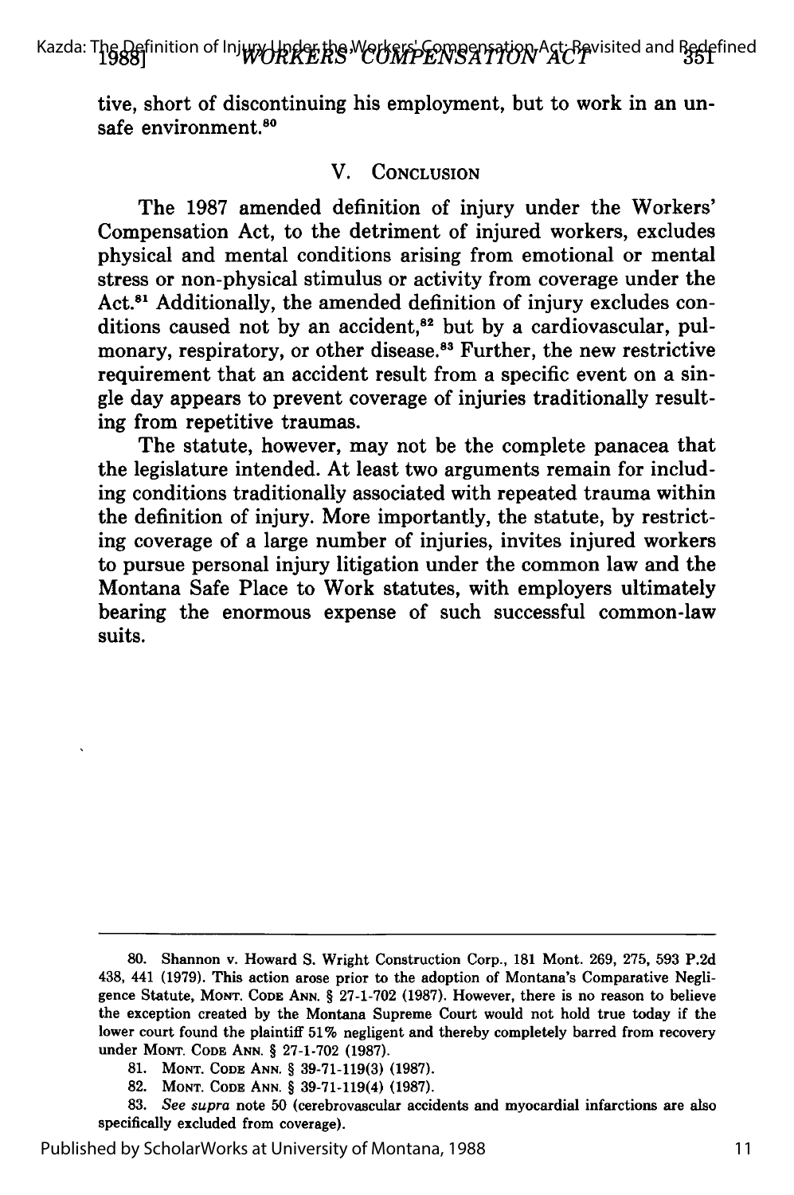tive, short of discontinuing his employment, but to work in an unsafe environment.[80]

## V. Conclusion

The 1987 amended definition of injury under the Workers' Compensation Act, to the detriment of injured workers, excludes physical and mental conditions arising from emotional or mental stress or non-physical stimulus or activity from coverage under the Act.[81] Additionally, the amended definition of injury excludes conditions caused not by an accident,[82] but by a cardiovascular, pulmonary, respiratory, or other disease.[83] Further, the new restrictive requirement that an accident result from a specific event on a single day appears to prevent coverage of injuries traditionally resulting from repetitive traumas.

The statute, however, may not be the complete panacea that the legislature intended. At least two arguments remain for including conditions traditionally associated with repeated trauma within the definition of injury. More importantly, the statute, by restricting coverage of a large number of injuries, invites injured workers to pursue personal injury litigation under the common law and the Montana Safe Place to Work statutes, with employers ultimately bearing the enormous expense of such successful common-law suits.

---

80. Shannon v. Howard S. Wright Construction Corp., 181 Mont. 269, 275, 593 P.2d 438, 441 (1979). This action arose prior to the adoption of Montana's Comparative Negligence Statute, Mont. Code Ann. § 27-1-702 (1987). However, there is no reason to believe the exception created by the Montana Supreme Court would not hold true today if the lower court found the plaintiff 51% negligent and thereby completely barred from recovery under Mont. Code Ann. § 27-1-702 (1987).

81. Mont. Code Ann. § 39-71-119(3) (1987).

82. Mont. Code Ann. § 39-71-119(4) (1987).

83. *See supra* note 50 (cerebrovascular accidents and myocardial infarctions are also specifically excluded from coverage).